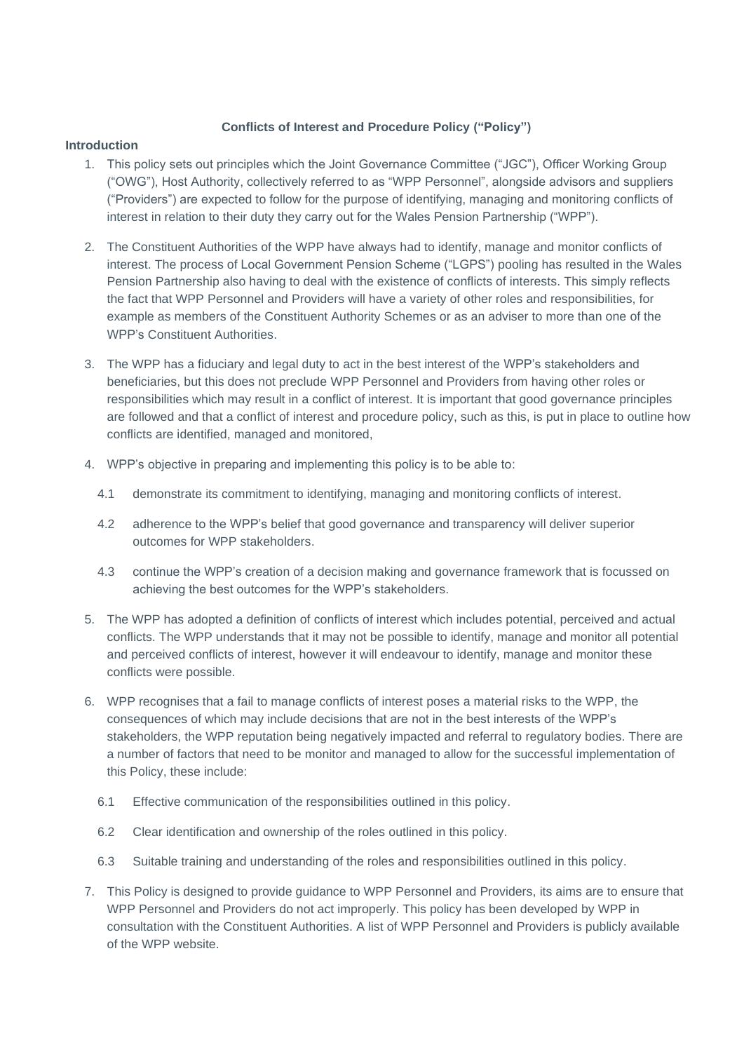**Conflicts of Interest and Procedure Policy ("Policy")**

**Introduction**

1. This policy sets out principles which the Joint Governance Committee ("JGC"), Officer Working Group ("OWG"), Host Authority, collectively referred to as "WPP Personnel", alongside advisors and suppliers ("Providers") are expected to follow for the purpose of identifying, managing and monitoring conflicts of interest in relation to their duty they carry out for the Wales Pension Partnership ("WPP").

2. The Constituent Authorities of the WPP have always had to identify, manage and monitor conflicts of interest. The process of Local Government Pension Scheme ("LGPS") pooling has resulted in the Wales Pension Partnership also having to deal with the existence of conflicts of interests. This simply reflects the fact that WPP Personnel and Providers will have a variety of other roles and responsibilities, for example as members of the Constituent Authority Schemes or as an adviser to more than one of the WPP's Constituent Authorities.

3. The WPP has a fiduciary and legal duty to act in the best interest of the WPP's stakeholders and beneficiaries, but this does not preclude WPP Personnel and Providers from having other roles or responsibilities which may result in a conflict of interest. It is important that good governance principles are followed and that a conflict of interest and procedure policy, such as this, is put in place to outline how conflicts are identified, managed and monitored,

4. WPP's objective in preparing and implementing this policy is to be able to:

   4.1 demonstrate its commitment to identifying, managing and monitoring conflicts of interest.

   4.2 adherence to the WPP's belief that good governance and transparency will deliver superior outcomes for WPP stakeholders.

   4.3 continue the WPP's creation of a decision making and governance framework that is focussed on achieving the best outcomes for the WPP's stakeholders.

5. The WPP has adopted a definition of conflicts of interest which includes potential, perceived and actual conflicts. The WPP understands that it may not be possible to identify, manage and monitor all potential and perceived conflicts of interest, however it will endeavour to identify, manage and monitor these conflicts were possible.

6. WPP recognises that a fail to manage conflicts of interest poses a material risks to the WPP, the consequences of which may include decisions that are not in the best interests of the WPP's stakeholders, the WPP reputation being negatively impacted and referral to regulatory bodies. There are a number of factors that need to be monitor and managed to allow for the successful implementation of this Policy, these include:

   6.1 Effective communication of the responsibilities outlined in this policy.

   6.2 Clear identification and ownership of the roles outlined in this policy.

   6.3 Suitable training and understanding of the roles and responsibilities outlined in this policy.

7. This Policy is designed to provide guidance to WPP Personnel and Providers, its aims are to ensure that WPP Personnel and Providers do not act improperly. This policy has been developed by WPP in consultation with the Constituent Authorities. A list of WPP Personnel and Providers is publicly available of the WPP website.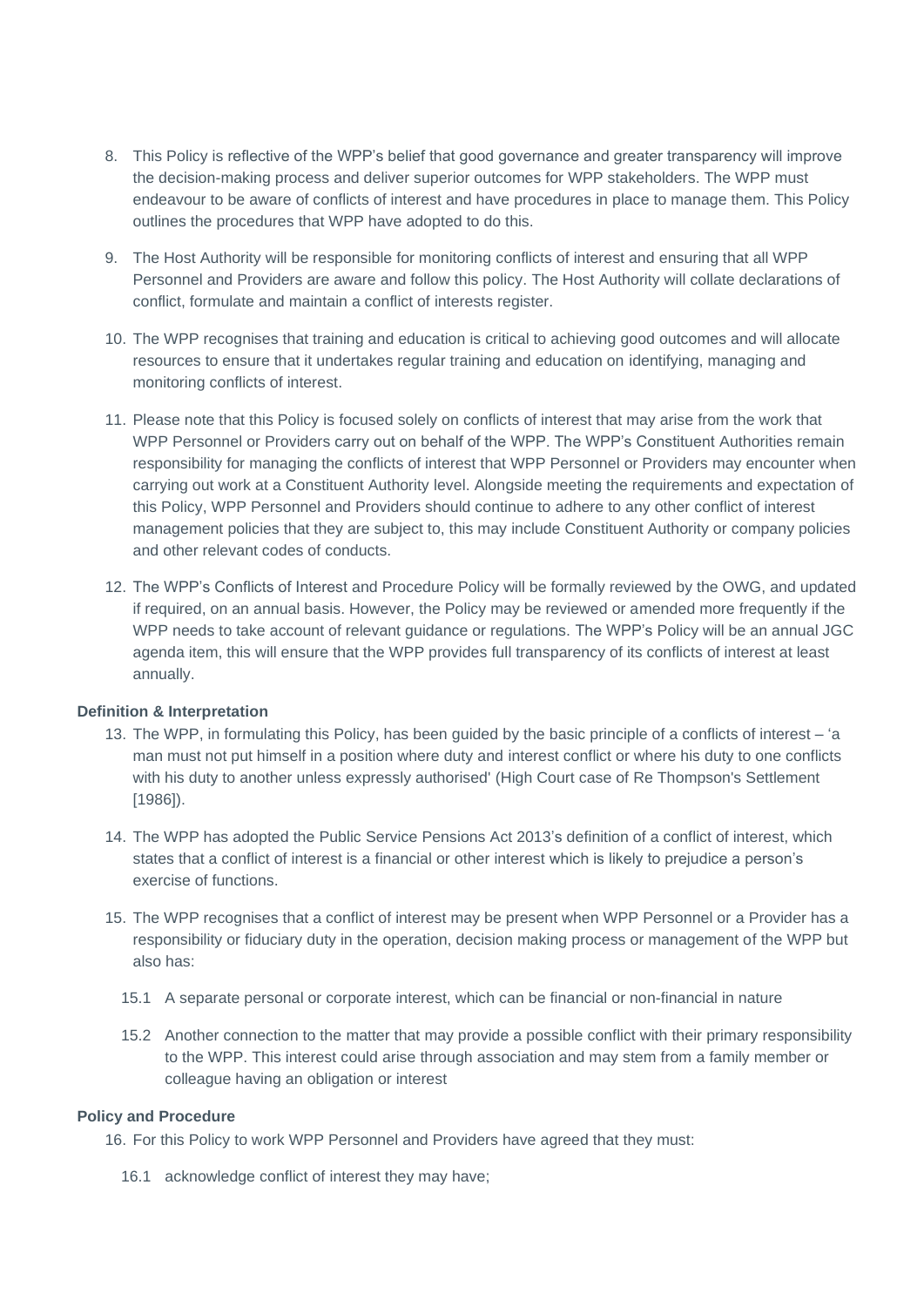8. This Policy is reflective of the WPP's belief that good governance and greater transparency will improve the decision-making process and deliver superior outcomes for WPP stakeholders. The WPP must endeavour to be aware of conflicts of interest and have procedures in place to manage them. This Policy outlines the procedures that WPP have adopted to do this.

9. The Host Authority will be responsible for monitoring conflicts of interest and ensuring that all WPP Personnel and Providers are aware and follow this policy. The Host Authority will collate declarations of conflict, formulate and maintain a conflict of interests register.

10. The WPP recognises that training and education is critical to achieving good outcomes and will allocate resources to ensure that it undertakes regular training and education on identifying, managing and monitoring conflicts of interest.

11. Please note that this Policy is focused solely on conflicts of interest that may arise from the work that WPP Personnel or Providers carry out on behalf of the WPP. The WPP's Constituent Authorities remain responsibility for managing the conflicts of interest that WPP Personnel or Providers may encounter when carrying out work at a Constituent Authority level. Alongside meeting the requirements and expectation of this Policy, WPP Personnel and Providers should continue to adhere to any other conflict of interest management policies that they are subject to, this may include Constituent Authority or company policies and other relevant codes of conducts.

12. The WPP's Conflicts of Interest and Procedure Policy will be formally reviewed by the OWG, and updated if required, on an annual basis. However, the Policy may be reviewed or amended more frequently if the WPP needs to take account of relevant guidance or regulations. The WPP's Policy will be an annual JGC agenda item, this will ensure that the WPP provides full transparency of its conflicts of interest at least annually.

**Definition & Interpretation**

13. The WPP, in formulating this Policy, has been guided by the basic principle of a conflicts of interest – 'a man must not put himself in a position where duty and interest conflict or where his duty to one conflicts with his duty to another unless expressly authorised' (High Court case of Re Thompson's Settlement [1986]).

14. The WPP has adopted the Public Service Pensions Act 2013's definition of a conflict of interest, which states that a conflict of interest is a financial or other interest which is likely to prejudice a person's exercise of functions.

15. The WPP recognises that a conflict of interest may be present when WPP Personnel or a Provider has a responsibility or fiduciary duty in the operation, decision making process or management of the WPP but also has:

    15.1 A separate personal or corporate interest, which can be financial or non-financial in nature

    15.2 Another connection to the matter that may provide a possible conflict with their primary responsibility to the WPP. This interest could arise through association and may stem from a family member or colleague having an obligation or interest

**Policy and Procedure**

16. For this Policy to work WPP Personnel and Providers have agreed that they must:

    16.1 acknowledge conflict of interest they may have;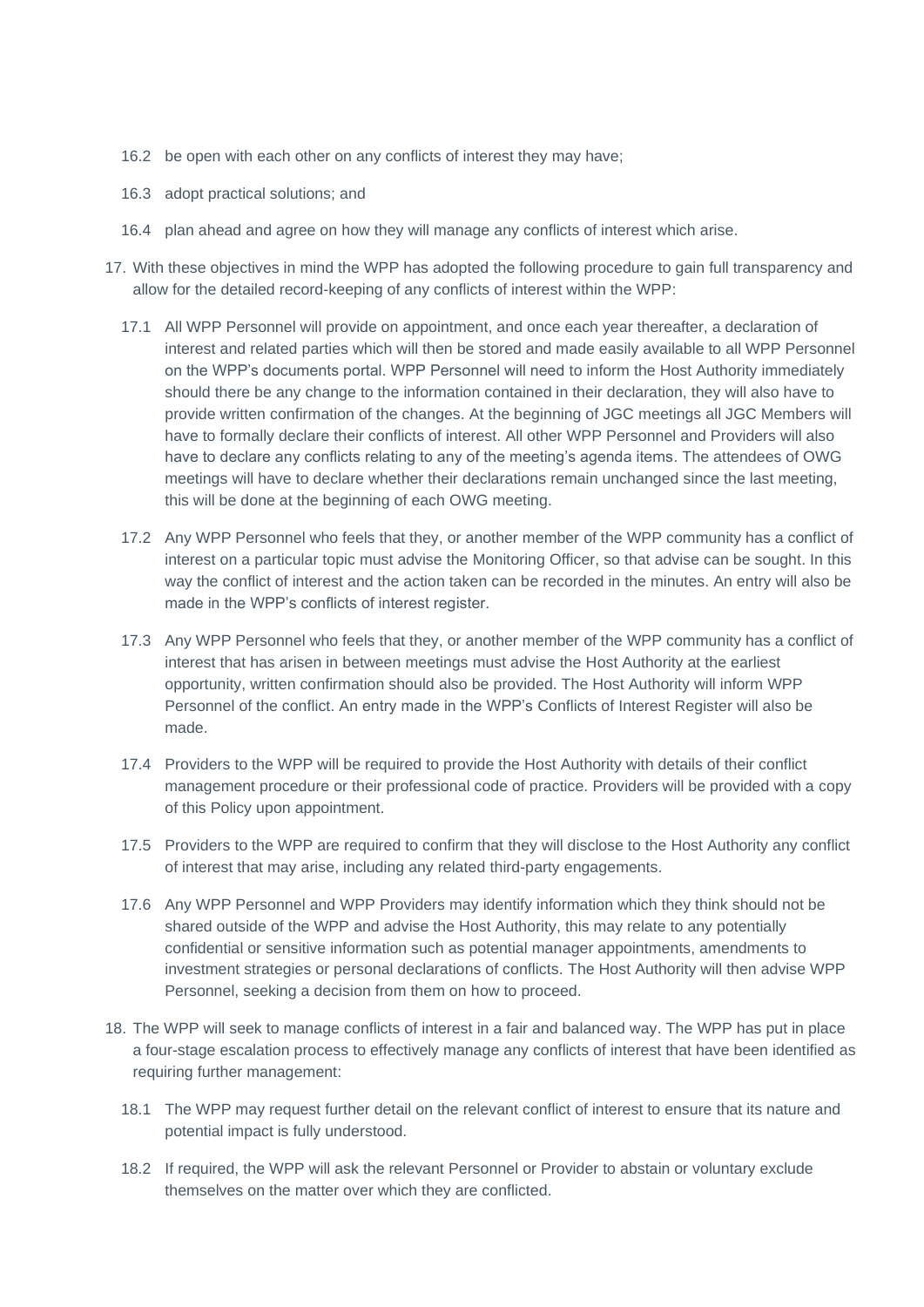16.2 be open with each other on any conflicts of interest they may have;

16.3 adopt practical solutions; and

16.4 plan ahead and agree on how they will manage any conflicts of interest which arise.

17. With these objectives in mind the WPP has adopted the following procedure to gain full transparency and allow for the detailed record-keeping of any conflicts of interest within the WPP:

17.1 All WPP Personnel will provide on appointment, and once each year thereafter, a declaration of interest and related parties which will then be stored and made easily available to all WPP Personnel on the WPP's documents portal. WPP Personnel will need to inform the Host Authority immediately should there be any change to the information contained in their declaration, they will also have to provide written confirmation of the changes. At the beginning of JGC meetings all JGC Members will have to formally declare their conflicts of interest. All other WPP Personnel and Providers will also have to declare any conflicts relating to any of the meeting's agenda items. The attendees of OWG meetings will have to declare whether their declarations remain unchanged since the last meeting, this will be done at the beginning of each OWG meeting.

17.2 Any WPP Personnel who feels that they, or another member of the WPP community has a conflict of interest on a particular topic must advise the Monitoring Officer, so that advise can be sought. In this way the conflict of interest and the action taken can be recorded in the minutes. An entry will also be made in the WPP's conflicts of interest register.

17.3 Any WPP Personnel who feels that they, or another member of the WPP community has a conflict of interest that has arisen in between meetings must advise the Host Authority at the earliest opportunity, written confirmation should also be provided. The Host Authority will inform WPP Personnel of the conflict. An entry made in the WPP's Conflicts of Interest Register will also be made.

17.4 Providers to the WPP will be required to provide the Host Authority with details of their conflict management procedure or their professional code of practice. Providers will be provided with a copy of this Policy upon appointment.

17.5 Providers to the WPP are required to confirm that they will disclose to the Host Authority any conflict of interest that may arise, including any related third-party engagements.

17.6 Any WPP Personnel and WPP Providers may identify information which they think should not be shared outside of the WPP and advise the Host Authority, this may relate to any potentially confidential or sensitive information such as potential manager appointments, amendments to investment strategies or personal declarations of conflicts. The Host Authority will then advise WPP Personnel, seeking a decision from them on how to proceed.

18. The WPP will seek to manage conflicts of interest in a fair and balanced way. The WPP has put in place a four-stage escalation process to effectively manage any conflicts of interest that have been identified as requiring further management:

18.1 The WPP may request further detail on the relevant conflict of interest to ensure that its nature and potential impact is fully understood.

18.2 If required, the WPP will ask the relevant Personnel or Provider to abstain or voluntary exclude themselves on the matter over which they are conflicted.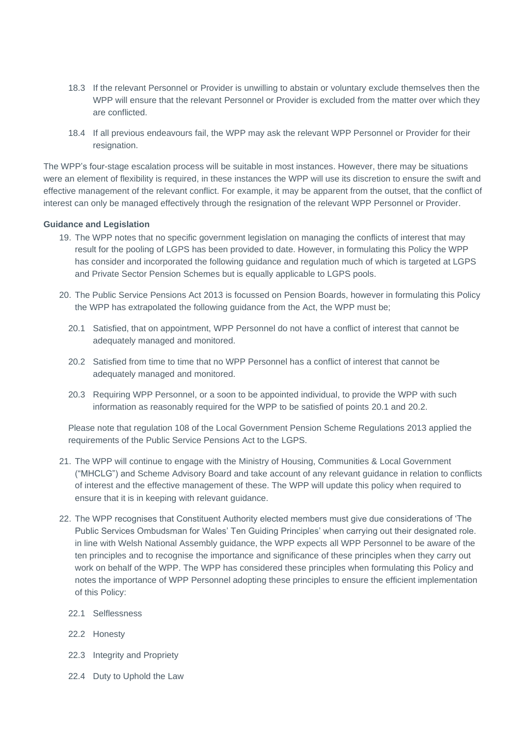18.3 If the relevant Personnel or Provider is unwilling to abstain or voluntary exclude themselves then the WPP will ensure that the relevant Personnel or Provider is excluded from the matter over which they are conflicted.

18.4 If all previous endeavours fail, the WPP may ask the relevant WPP Personnel or Provider for their resignation.

The WPP's four-stage escalation process will be suitable in most instances. However, there may be situations were an element of flexibility is required, in these instances the WPP will use its discretion to ensure the swift and effective management of the relevant conflict. For example, it may be apparent from the outset, that the conflict of interest can only be managed effectively through the resignation of the relevant WPP Personnel or Provider.

**Guidance and Legislation**

19. The WPP notes that no specific government legislation on managing the conflicts of interest that may result for the pooling of LGPS has been provided to date. However, in formulating this Policy the WPP has consider and incorporated the following guidance and regulation much of which is targeted at LGPS and Private Sector Pension Schemes but is equally applicable to LGPS pools.

20. The Public Service Pensions Act 2013 is focussed on Pension Boards, however in formulating this Policy the WPP has extrapolated the following guidance from the Act, the WPP must be;

    20.1 Satisfied, that on appointment, WPP Personnel do not have a conflict of interest that cannot be adequately managed and monitored.

    20.2 Satisfied from time to time that no WPP Personnel has a conflict of interest that cannot be adequately managed and monitored.

    20.3 Requiring WPP Personnel, or a soon to be appointed individual, to provide the WPP with such information as reasonably required for the WPP to be satisfied of points 20.1 and 20.2.

    Please note that regulation 108 of the Local Government Pension Scheme Regulations 2013 applied the requirements of the Public Service Pensions Act to the LGPS.

21. The WPP will continue to engage with the Ministry of Housing, Communities & Local Government ("MHCLG") and Scheme Advisory Board and take account of any relevant guidance in relation to conflicts of interest and the effective management of these. The WPP will update this policy when required to ensure that it is in keeping with relevant guidance.

22. The WPP recognises that Constituent Authority elected members must give due considerations of 'The Public Services Ombudsman for Wales' Ten Guiding Principles' when carrying out their designated role. in line with Welsh National Assembly guidance, the WPP expects all WPP Personnel to be aware of the ten principles and to recognise the importance and significance of these principles when they carry out work on behalf of the WPP. The WPP has considered these principles when formulating this Policy and notes the importance of WPP Personnel adopting these principles to ensure the efficient implementation of this Policy:

    22.1 Selflessness

    22.2 Honesty

    22.3 Integrity and Propriety

    22.4 Duty to Uphold the Law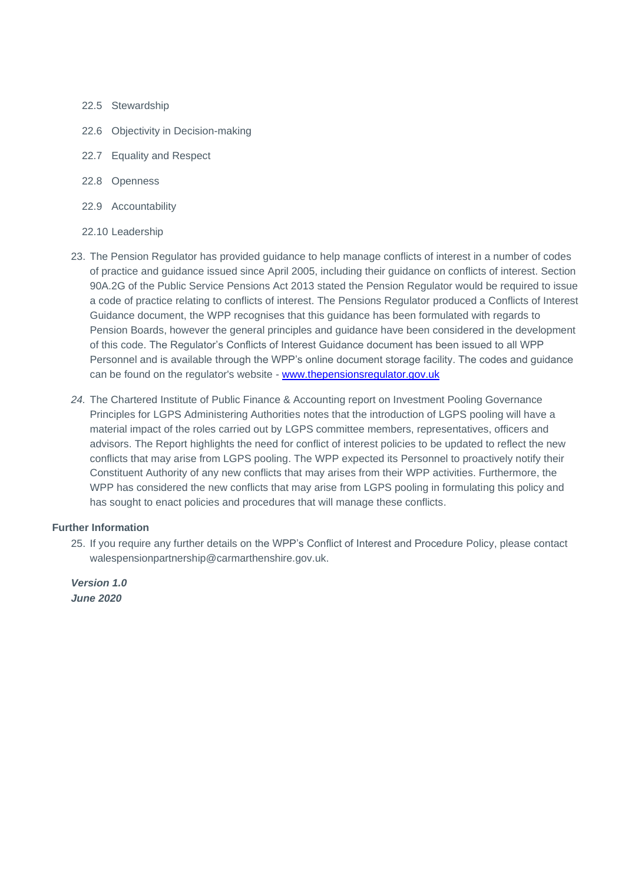22.5 Stewardship

22.6 Objectivity in Decision-making

22.7 Equality and Respect

22.8 Openness

22.9 Accountability

22.10 Leadership

23. The Pension Regulator has provided guidance to help manage conflicts of interest in a number of codes of practice and guidance issued since April 2005, including their guidance on conflicts of interest. Section 90A.2G of the Public Service Pensions Act 2013 stated the Pension Regulator would be required to issue a code of practice relating to conflicts of interest. The Pensions Regulator produced a Conflicts of Interest Guidance document, the WPP recognises that this guidance has been formulated with regards to Pension Boards, however the general principles and guidance have been considered in the development of this code. The Regulator's Conflicts of Interest Guidance document has been issued to all WPP Personnel and is available through the WPP's online document storage facility. The codes and guidance can be found on the regulator's website - [www.thepensionsregulator.gov.uk](http://www.thepensionsregulator.gov.uk)

24. The Chartered Institute of Public Finance & Accounting report on Investment Pooling Governance Principles for LGPS Administering Authorities notes that the introduction of LGPS pooling will have a material impact of the roles carried out by LGPS committee members, representatives, officers and advisors. The Report highlights the need for conflict of interest policies to be updated to reflect the new conflicts that may arise from LGPS pooling. The WPP expected its Personnel to proactively notify their Constituent Authority of any new conflicts that may arises from their WPP activities. Furthermore, the WPP has considered the new conflicts that may arise from LGPS pooling in formulating this policy and has sought to enact policies and procedures that will manage these conflicts.

**Further Information**

25. If you require any further details on the WPP's Conflict of Interest and Procedure Policy, please contact walespensionpartnership@carmarthenshire.gov.uk.

***Version 1.0***
***June 2020***